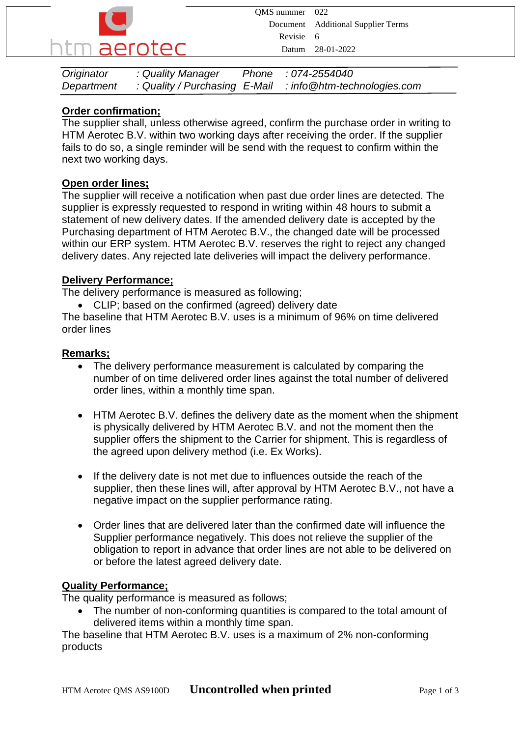| | |
|---|---|
| QMS nummer | 022 |
| Document | Additional Supplier Terms |
| Revisie | 6 |
| Datum | 28-01-2022 |

| | | | |
|---|---|---|---|
| *Originator* | *: Quality Manager* | *Phone* | *: 074-2554040* |
| *Department* | *: Quality / Purchasing* | *E-Mail* | *: info@htm-technologies.com* |

**Order confirmation;**

The supplier shall, unless otherwise agreed, confirm the purchase order in writing to HTM Aerotec B.V. within two working days after receiving the order. If the supplier fails to do so, a single reminder will be send with the request to confirm within the next two working days.

**Open order lines;**

The supplier will receive a notification when past due order lines are detected. The supplier is expressly requested to respond in writing within 48 hours to submit a statement of new delivery dates. If the amended delivery date is accepted by the Purchasing department of HTM Aerotec B.V., the changed date will be processed within our ERP system. HTM Aerotec B.V. reserves the right to reject any changed delivery dates. Any rejected late deliveries will impact the delivery performance.

**Delivery Performance;**

The delivery performance is measured as following;

- CLIP; based on the confirmed (agreed) delivery date

The baseline that HTM Aerotec B.V. uses is a minimum of 96% on time delivered order lines

**Remarks;**

- The delivery performance measurement is calculated by comparing the number of on time delivered order lines against the total number of delivered order lines, within a monthly time span.

- HTM Aerotec B.V. defines the delivery date as the moment when the shipment is physically delivered by HTM Aerotec B.V. and not the moment then the supplier offers the shipment to the Carrier for shipment. This is regardless of the agreed upon delivery method (i.e. Ex Works).

- If the delivery date is not met due to influences outside the reach of the supplier, then these lines will, after approval by HTM Aerotec B.V., not have a negative impact on the supplier performance rating.

- Order lines that are delivered later than the confirmed date will influence the Supplier performance negatively. This does not relieve the supplier of the obligation to report in advance that order lines are not able to be delivered on or before the latest agreed delivery date.

**Quality Performance;**

The quality performance is measured as follows;

- The number of non-conforming quantities is compared to the total amount of delivered items within a monthly time span.

The baseline that HTM Aerotec B.V. uses is a maximum of 2% non-conforming products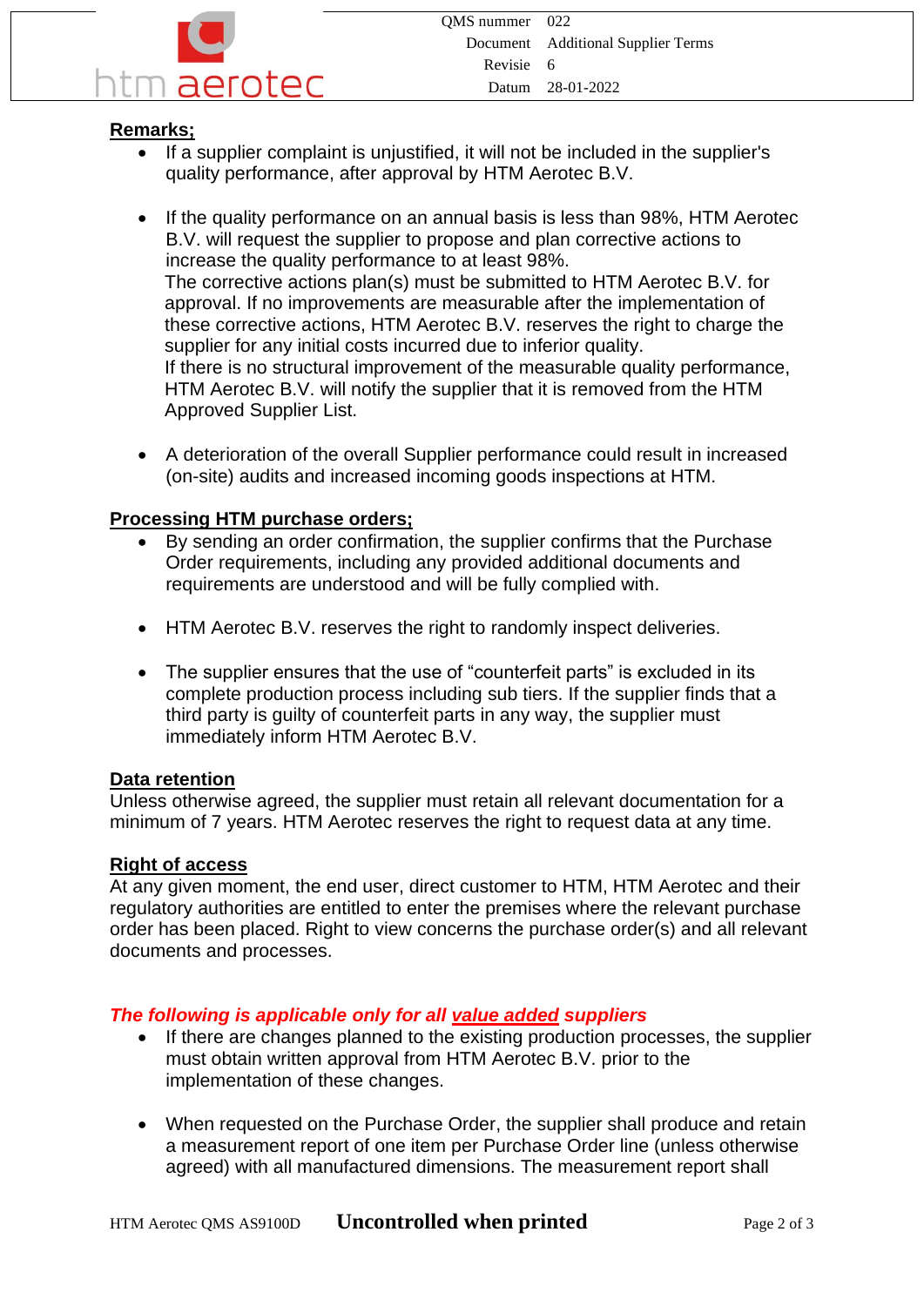**Remarks;**

- If a supplier complaint is unjustified, it will not be included in the supplier's quality performance, after approval by HTM Aerotec B.V.

- If the quality performance on an annual basis is less than 98%, HTM Aerotec B.V. will request the supplier to propose and plan corrective actions to increase the quality performance to at least 98%.
  The corrective actions plan(s) must be submitted to HTM Aerotec B.V. for approval. If no improvements are measurable after the implementation of these corrective actions, HTM Aerotec B.V. reserves the right to charge the supplier for any initial costs incurred due to inferior quality.
  If there is no structural improvement of the measurable quality performance, HTM Aerotec B.V. will notify the supplier that it is removed from the HTM Approved Supplier List.

- A deterioration of the overall Supplier performance could result in increased (on-site) audits and increased incoming goods inspections at HTM.

**Processing HTM purchase orders;**

- By sending an order confirmation, the supplier confirms that the Purchase Order requirements, including any provided additional documents and requirements are understood and will be fully complied with.

- HTM Aerotec B.V. reserves the right to randomly inspect deliveries.

- The supplier ensures that the use of “counterfeit parts” is excluded in its complete production process including sub tiers. If the supplier finds that a third party is guilty of counterfeit parts in any way, the supplier must immediately inform HTM Aerotec B.V.

**Data retention**

Unless otherwise agreed, the supplier must retain all relevant documentation for a minimum of 7 years. HTM Aerotec reserves the right to request data at any time.

**Right of access**

At any given moment, the end user, direct customer to HTM, HTM Aerotec and their regulatory authorities are entitled to enter the premises where the relevant purchase order has been placed. Right to view concerns the purchase order(s) and all relevant documents and processes.

***The following is applicable only for all value added suppliers***

- If there are changes planned to the existing production processes, the supplier must obtain written approval from HTM Aerotec B.V. prior to the implementation of these changes.

- When requested on the Purchase Order, the supplier shall produce and retain a measurement report of one item per Purchase Order line (unless otherwise agreed) with all manufactured dimensions. The measurement report shall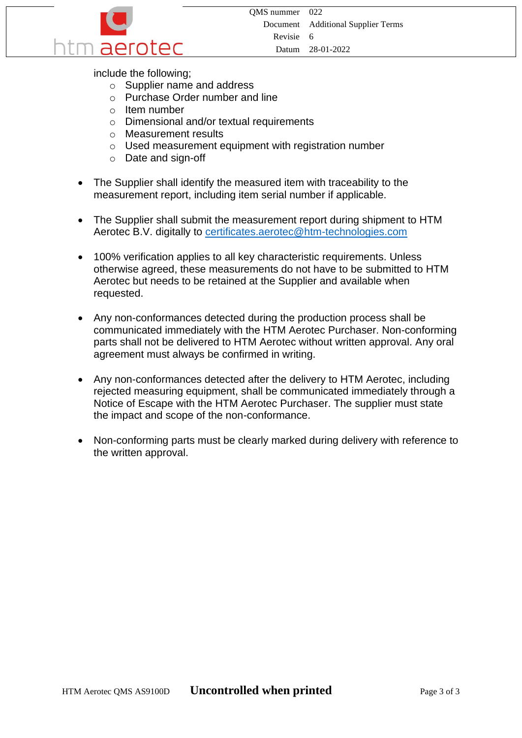include the following;
  - Supplier name and address
  - Purchase Order number and line
  - Item number
  - Dimensional and/or textual requirements
  - Measurement results
  - Used measurement equipment with registration number
  - Date and sign-off

- The Supplier shall identify the measured item with traceability to the measurement report, including item serial number if applicable.

- The Supplier shall submit the measurement report during shipment to HTM Aerotec B.V. digitally to certificates.aerotec@htm-technologies.com

- 100% verification applies to all key characteristic requirements. Unless otherwise agreed, these measurements do not have to be submitted to HTM Aerotec but needs to be retained at the Supplier and available when requested.

- Any non-conformances detected during the production process shall be communicated immediately with the HTM Aerotec Purchaser. Non-conforming parts shall not be delivered to HTM Aerotec without written approval. Any oral agreement must always be confirmed in writing.

- Any non-conformances detected after the delivery to HTM Aerotec, including rejected measuring equipment, shall be communicated immediately through a Notice of Escape with the HTM Aerotec Purchaser. The supplier must state the impact and scope of the non-conformance.

- Non-conforming parts must be clearly marked during delivery with reference to the written approval.